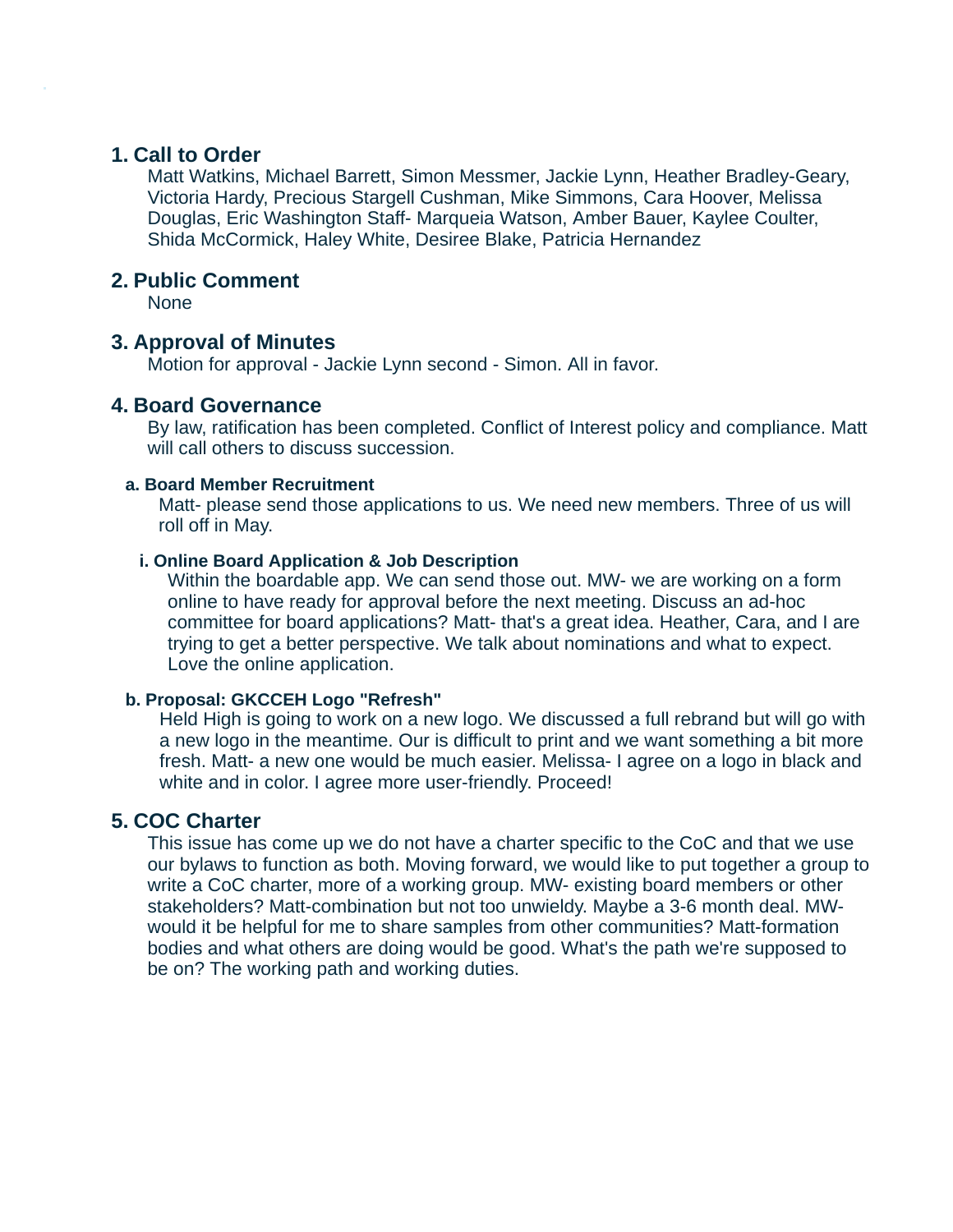## 1. Call to Order

Matt Watkins, Michael Barrett, Simon Messmer, Jackie Lynn, Heather Bradley-Geary, Victoria Hardy, Precious Stargell Cushman, Mike Simmons, Cara Hoover, Melissa Douglas, Eric Washington Staff- Marqueia Watson, Amber Bauer, Kaylee Coulter, Shida McCormick, Haley White, Desiree Blake, Patricia Hernandez

## 2. Public Comment

None

## 3. Approval of Minutes

Motion for approval - Jackie Lynn second - Simon. All in favor.

## 4. Board Governance

By law, ratification has been completed. Conflict of Interest policy and compliance. Matt will call others to discuss succession.

### a. Board Member Recruitment

Matt- please send those applications to us. We need new members. Three of us will roll off in May.

#### i. Online Board Application & Job Description

Within the boardable app. We can send those out. MW- we are working on a form online to have ready for approval before the next meeting. Discuss an ad-hoc committee for board applications? Matt- that's a great idea. Heather, Cara, and I are trying to get a better perspective. We talk about nominations and what to expect. Love the online application.

### b. Proposal: GKCCEH Logo "Refresh"

Held High is going to work on a new logo. We discussed a full rebrand but will go with a new logo in the meantime. Our is difficult to print and we want something a bit more fresh. Matt- a new one would be much easier. Melissa- I agree on a logo in black and white and in color. I agree more user-friendly. Proceed!

## 5. COC Charter

This issue has come up we do not have a charter specific to the CoC and that we use our bylaws to function as both. Moving forward, we would like to put together a group to write a CoC charter, more of a working group. MW- existing board members or other stakeholders? Matt-combination but not too unwieldy. Maybe a 3-6 month deal. MW- would it be helpful for me to share samples from other communities? Matt-formation bodies and what others are doing would be good. What's the path we're supposed to be on? The working path and working duties.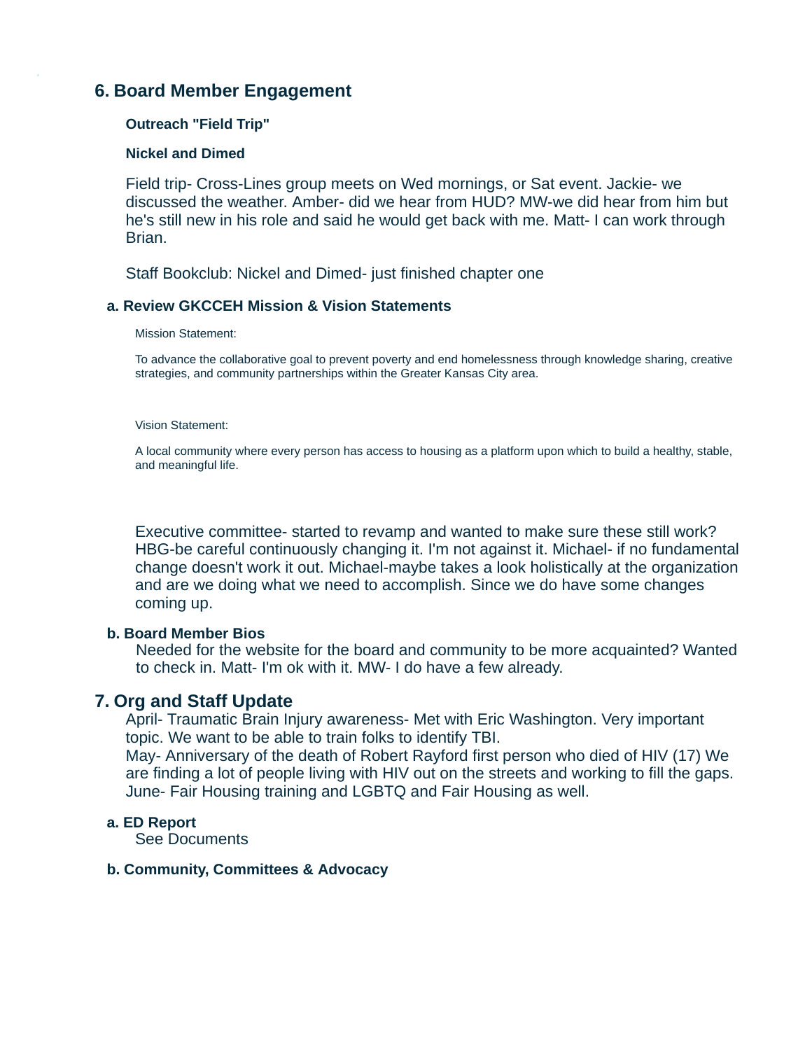## 6. Board Member Engagement

**Outreach "Field Trip"**

**Nickel and Dimed**

Field trip- Cross-Lines group meets on Wed mornings, or Sat event. Jackie- we discussed the weather. Amber- did we hear from HUD? MW-we did hear from him but he's still new in his role and said he would get back with me. Matt- I can work through Brian.

Staff Bookclub: Nickel and Dimed- just finished chapter one

### a. Review GKCCEH Mission & Vision Statements

Mission Statement:

To advance the collaborative goal to prevent poverty and end homelessness through knowledge sharing, creative strategies, and community partnerships within the Greater Kansas City area.

Vision Statement:

A local community where every person has access to housing as a platform upon which to build a healthy, stable, and meaningful life.

Executive committee- started to revamp and wanted to make sure these still work? HBG-be careful continuously changing it. I'm not against it. Michael- if no fundamental change doesn't work it out. Michael-maybe takes a look holistically at the organization and are we doing what we need to accomplish. Since we do have some changes coming up.

### b. Board Member Bios

Needed for the website for the board and community to be more acquainted? Wanted to check in. Matt- I'm ok with it. MW- I do have a few already.

## 7. Org and Staff Update

April- Traumatic Brain Injury awareness- Met with Eric Washington. Very important topic. We want to be able to train folks to identify TBI.
May- Anniversary of the death of Robert Rayford first person who died of HIV (17) We are finding a lot of people living with HIV out on the streets and working to fill the gaps.
June- Fair Housing training and LGBTQ and Fair Housing as well.

### a. ED Report

See Documents

### b. Community, Committees & Advocacy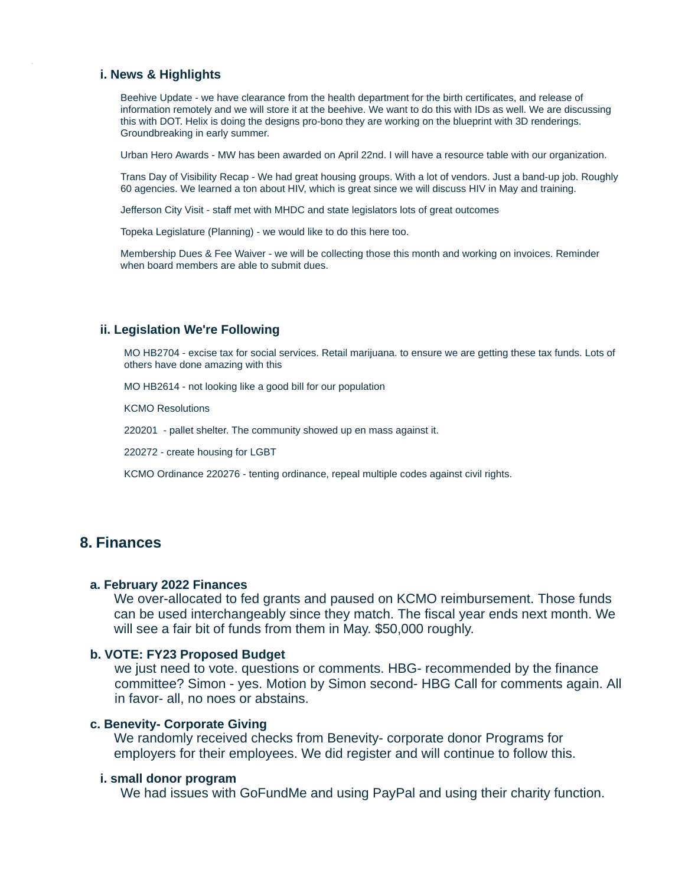#### i. News & Highlights

Beehive Update - we have clearance from the health department for the birth certificates, and release of information remotely and we will store it at the beehive. We want to do this with IDs as well. We are discussing this with DOT. Helix is doing the designs pro-bono they are working on the blueprint with 3D renderings. Groundbreaking in early summer.

Urban Hero Awards - MW has been awarded on April 22nd. I will have a resource table with our organization.

Trans Day of Visibility Recap - We had great housing groups. With a lot of vendors. Just a band-up job. Roughly 60 agencies. We learned a ton about HIV, which is great since we will discuss HIV in May and training.

Jefferson City Visit - staff met with MHDC and state legislators lots of great outcomes

Topeka Legislature (Planning) - we would like to do this here too.

Membership Dues & Fee Waiver - we will be collecting those this month and working on invoices. Reminder when board members are able to submit dues.

#### ii. Legislation We're Following

MO HB2704 - excise tax for social services. Retail marijuana. to ensure we are getting these tax funds. Lots of others have done amazing with this

MO HB2614 - not looking like a good bill for our population

KCMO Resolutions

220201 - pallet shelter. The community showed up en mass against it.

220272 - create housing for LGBT

KCMO Ordinance 220276 - tenting ordinance, repeal multiple codes against civil rights.

## 8. Finances

### a. February 2022 Finances

We over-allocated to fed grants and paused on KCMO reimbursement. Those funds can be used interchangeably since they match. The fiscal year ends next month. We will see a fair bit of funds from them in May. $50,000 roughly.

### b. VOTE: FY23 Proposed Budget

we just need to vote. questions or comments. HBG- recommended by the finance committee? Simon - yes. Motion by Simon second- HBG Call for comments again. All in favor- all, no noes or abstains.

### c. Benevity- Corporate Giving

We randomly received checks from Benevity- corporate donor Programs for employers for their employees. We did register and will continue to follow this.

#### i. small donor program

We had issues with GoFundMe and using PayPal and using their charity function.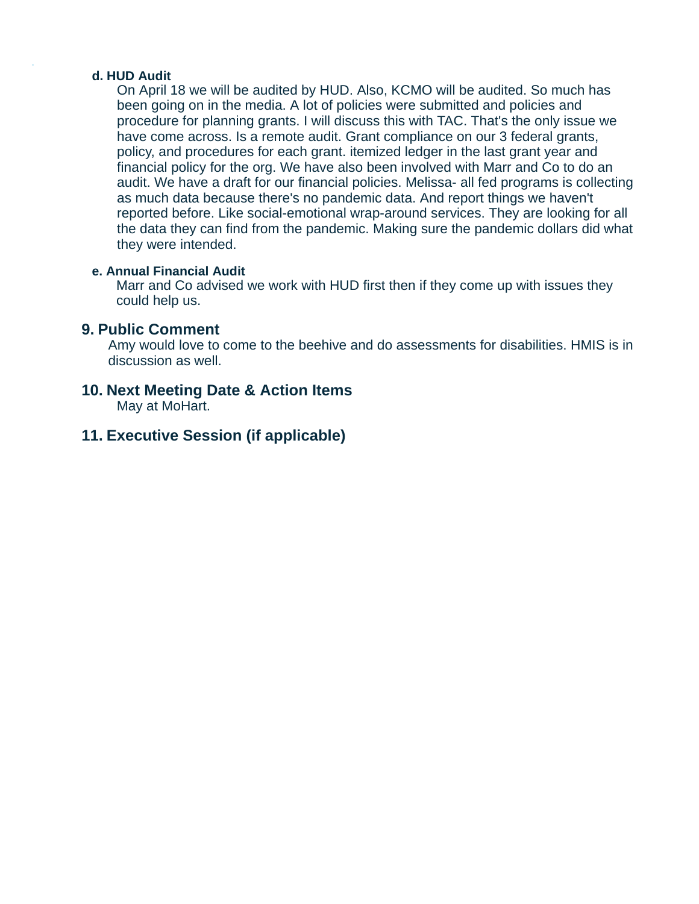#### d. HUD Audit

On April 18 we will be audited by HUD. Also, KCMO will be audited. So much has been going on in the media. A lot of policies were submitted and policies and procedure for planning grants. I will discuss this with TAC. That's the only issue we have come across. Is a remote audit. Grant compliance on our 3 federal grants, policy, and procedures for each grant. itemized ledger in the last grant year and financial policy for the org. We have also been involved with Marr and Co to do an audit. We have a draft for our financial policies. Melissa- all fed programs is collecting as much data because there's no pandemic data. And report things we haven't reported before. Like social-emotional wrap-around services. They are looking for all the data they can find from the pandemic. Making sure the pandemic dollars did what they were intended.

#### e. Annual Financial Audit

Marr and Co advised we work with HUD first then if they come up with issues they could help us.

### 9. Public Comment

Amy would love to come to the beehive and do assessments for disabilities. HMIS is in discussion as well.

### 10. Next Meeting Date & Action Items

May at MoHart.

### 11. Executive Session (if applicable)